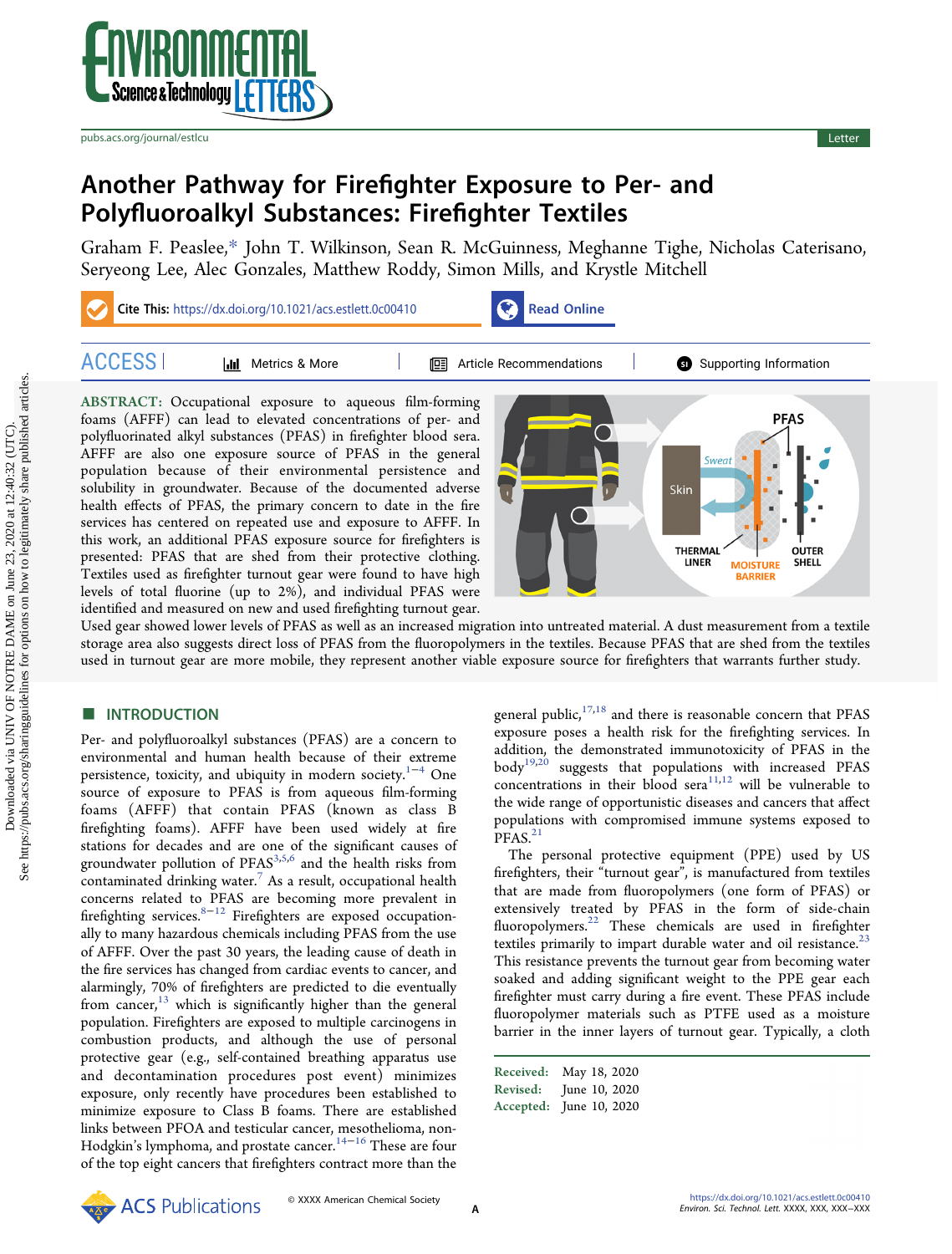# Another Pathway for Firefighter Exposure to Per- and Polyfluoroalkyl Substances: Firefighter Textiles

Graham F. Peaslee,* John T. Wilkinson, Sean R. McGuinness, Meghanne Tighe, Nicholas Caterisano, Seryeong Lee, Alec Gonzales, Matthew Roddy, Simon Mills, and Krystle Mitchell

**Cite This:** https://dx.doi.org/10.1021/acs.estlett.0c00410

**ABSTRACT:** Occupational exposure to aqueous film-forming foams (AFFF) can lead to elevated concentrations of per- and polyfluorinated alkyl substances (PFAS) in firefighter blood sera. AFFF are also one exposure source of PFAS in the general population because of their environmental persistence and solubility in groundwater. Because of the documented adverse health effects of PFAS, the primary concern to date in the fire services has centered on repeated use and exposure to AFFF. In this work, an additional PFAS exposure for firefighters is presented: PFAS that are shed from their protective clothing. Textiles used as firefighter turnout gear were found to have high levels of total fluorine (up to 2%), and individual PFAS were identified and measured on new and used firefighting turnout gear. Used gear showed lower levels of PFAS as well as an increased migration into untreated material. A dust measurement from a textile storage area also suggests direct loss of PFAS from the fluoropolymers in the textiles. Because PFAS that are shed from the textiles used in turnout gear are more mobile, they represent another viable exposure source for firefighters that warrants further study.

## INTRODUCTION

Per- and polyfluoroalkyl substances (PFAS) are a concern to environmental and human health because of their extreme persistence, toxicity, and ubiquity in modern society.[1−4] One source of exposure to PFAS is from aqueous film-forming foams (AFFF) that contain PFAS (known as class B firefighting foams). AFFF have been used widely at fire stations for decades and are one of the significant causes of groundwater pollution of PFAS[3,5,6] and the health risks from contaminated drinking water.[7] As a result, occupational health concerns related to PFAS are becoming more prevalent in firefighting services.[8−12] Firefighters are exposed occupationally to many hazardous chemicals including PFAS from the use of AFFF. Over the past 30 years, the leading cause of death in the fire services has changed from cardiac events to cancer, and alarmingly, 70% of firefighters are predicted to die eventually from cancer,[13] which is significantly higher than the general population. Firefighters are exposed to multiple carcinogens in combustion products, and although the use of personal protective gear (e.g., self-contained breathing apparatus use and decontamination procedures post event) minimizes exposure, only recently have procedures been established to minimize exposure to Class B foams. There are established links between PFOA and testicular cancer, mesothelioma, non-Hodgkin's lymphoma, and prostate cancer.[14−16] These are four of the top eight cancers that firefighters contract more than the general public,[17,18] and there is reasonable concern that PFAS exposure poses a health risk for the firefighting services. In addition, the demonstrated immunotoxicity of PFAS in the body[19,20] suggests that populations with increased PFAS concentrations in their blood sera[11,12] will be vulnerable to the wide range of opportunistic diseases and cancers that affect populations with compromised immune systems exposed to PFAS.[21]

The personal protective equipment (PPE) used by US firefighters, their "turnout gear", is manufactured from textiles that are made from fluoropolymers (one form of PFAS) or extensively treated by PFAS in the form of side-chain fluoropolymers.[22] These chemicals are used in firefighter textiles primarily to impart durable water and oil resistance.[23] This resistance prevents the turnout gear from becoming water soaked and adding significant weight to the PPE gear each firefighter must carry during a fire event. These PFAS include fluoropolymer materials such as PTFE used as a moisture barrier in the inner layers of turnout gear. Typically, a cloth

Received: May 18, 2020
Revised: June 10, 2020
Accepted: June 10, 2020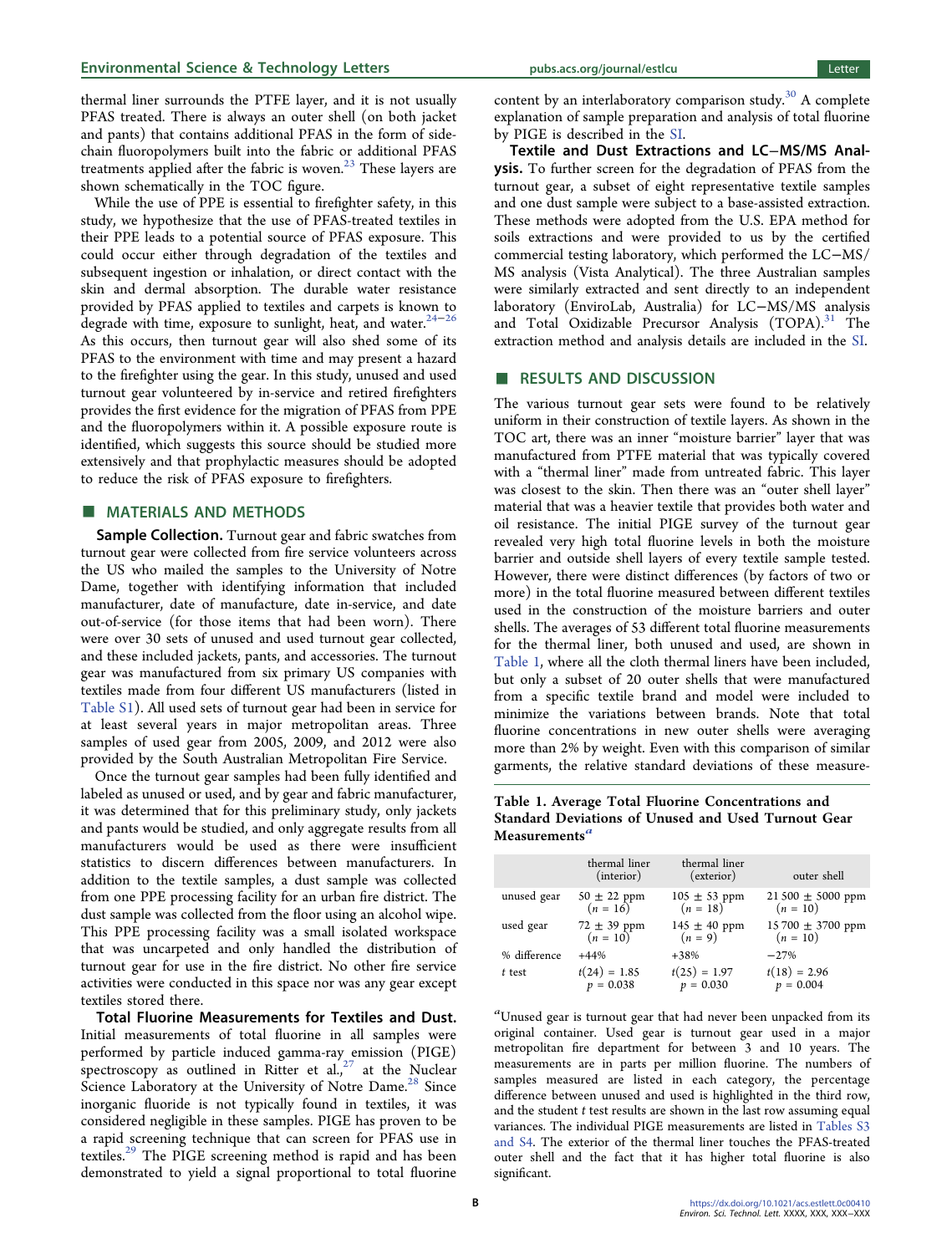thermal liner surrounds the PTFE layer, and it is not usually PFAS treated. There is always an outer shell (on both jacket and pants) that contains additional PFAS in the form of side-chain fluoropolymers built into the fabric or additional PFAS treatments applied after the fabric is woven.[23] These layers are shown schematically in the TOC figure.

While the use of PPE is essential to firefighter safety, in this study, we hypothesize that the use of PFAS-treated textiles in their PPE leads to a potential source of PFAS exposure. This could occur either through degradation of the textiles and subsequent ingestion or inhalation, or direct contact with the skin and dermal absorption. The durable water resistance provided by PFAS applied to textiles and carpets is known to degrade with time, exposure to sunlight, heat, and water.[24−26] As this occurs, then turnout gear will also shed some of its PFAS to the environment with time and may present a hazard to the firefighter using the gear. In this study, unused and used turnout gear volunteered by in-service and retired firefighters provides the first evidence for the migration of PFAS from PPE and the fluoropolymers within it. A possible exposure route is identified, which suggests this source should be studied more extensively and that prophylactic measures should be adopted to reduce the risk of PFAS exposure to firefighters.

## MATERIALS AND METHODS

**Sample Collection.** Turnout gear and fabric swatches from turnout gear were collected from fire service volunteers across the US who mailed the samples to the University of Notre Dame, together with identifying information that included manufacturer, date of manufacture, date in-service, and date out-of-service (for those items that had been worn). There were over 30 sets of unused and used turnout gear collected, and these included jackets, pants, and accessories. The turnout gear was manufactured from six primary US companies with textiles made from four different US manufacturers (listed in Table S1). All used sets of turnout gear had been in service for at least several years in major metropolitan areas. Three samples of used gear from 2005, 2009, and 2012 were also provided by the South Australian Metropolitan Fire Service.

Once the turnout gear samples had been fully identified and labeled as unused or used, and by gear and fabric manufacturer, it was determined that for this preliminary study, only jackets and pants would be studied, and only aggregate results from all manufacturers would be used as there were insufficient statistics to discern differences between manufacturers. In addition to the textile samples, a dust sample was collected from one PPE processing facility for an urban fire district. The dust sample was collected from the floor using an alcohol wipe. This PPE processing facility was a small isolated workspace that was uncarpeted and only handled the distribution of turnout gear for use in the fire district. No other fire service activities were conducted in this space nor was any gear except textiles stored there.

**Total Fluorine Measurements for Textiles and Dust.** Initial measurements of total fluorine in all samples were performed by particle induced gamma-ray emission (PIGE) spectroscopy as outlined in Ritter et al.,[27] at the Nuclear Science Laboratory at the University of Notre Dame.[28] Since inorganic fluoride is not typically found in textiles, it was considered negligible in these samples. PIGE has proven to be a rapid screening technique that can screen for PFAS use in textiles.[29] The PIGE screening method is rapid and has been demonstrated to yield a signal proportional to total fluorine content by an interlaboratory comparison study.[30] A complete explanation of sample preparation and analysis of total fluorine by PIGE is described in the SI.

**Textile and Dust Extractions and LC−MS/MS Analysis.** To further screen for the degradation of PFAS from the turnout gear, a subset of eight representative textile samples and one dust sample were subject to a base-assisted extraction. These methods were adopted from the U.S. EPA method for soils extractions and were provided to us by the certified commercial testing laboratory, which performed the LC−MS/MS analysis (Vista Analytical). The three Australian samples were similarly extracted and sent directly to an independent laboratory (EnviroLab, Australia) for LC−MS/MS analysis and Total Oxidizable Precursor Analysis (TOPA).[31] The extraction method and analysis details are included in the SI.

## RESULTS AND DISCUSSION

The various turnout gear sets were found to be relatively uniform in their construction of textile layers. As shown in the TOC art, there was an inner "moisture barrier" layer that was manufactured from PTFE material that was typically covered with a "thermal liner" made from untreated fabric. This layer was closest to the skin. Then there was an "outer shell layer" material that was a heavier textile that provides both water and oil resistance. The initial PIGE survey of the turnout gear revealed very high total fluorine levels in both the moisture barrier and outside shell layers of every textile sample tested. However, there were distinct differences (by factors of two or more) in the total fluorine measured between different textiles used in the construction of the moisture barriers and outer shells. The averages of 53 different total fluorine measurements for the thermal liner, both unused and used, are shown in Table 1, where all the cloth thermal liners have been included, but only a subset of 20 outer shells that were manufactured from a specific textile brand and model were included to minimize the variations between brands. Note that total fluorine concentrations in new outer shells were averaging more than 2% by weight. Even with this comparison of similar garments, the relative standard deviations of these measure-

**Table 1. Average Total Fluorine Concentrations and Standard Deviations of Unused and Used Turnout Gear Measurements[a]**

| | thermal liner (interior) | thermal liner (exterior) | outer shell |
|---|---|---|---|
| unused gear | 50 ± 22 ppm ($n$ = 16) | 105 ± 53 ppm ($n$ = 18) | 21 500 ± 5000 ppm ($n$ = 10) |
| used gear | 72 ± 39 ppm ($n$ = 10) | 145 ± 40 ppm ($n$ = 9) | 15 700 ± 3700 ppm ($n$ = 10) |
| % difference | +44% | +38% | −27% |
| $t$ test | $t(24) = 1.85$, $p = 0.038$ | $t(25) = 1.97$, $p = 0.030$ | $t(18) = 2.96$, $p = 0.004$ |

[a] Unused gear is turnout gear that had never been unpacked from its original container. Used gear is turnout gear used in a major metropolitan fire department for between 3 and 10 years. The measurements are in parts per million fluorine. The numbers of samples measured are listed in each category, the percentage difference between unused and used is highlighted in the third row, and the student $t$ test results are shown in the last row assuming equal variances. The individual PIGE measurements are listed in Tables S3 and S4. The exterior of the thermal liner touches the PFAS-treated outer shell and the fact that it has higher total fluorine is also significant.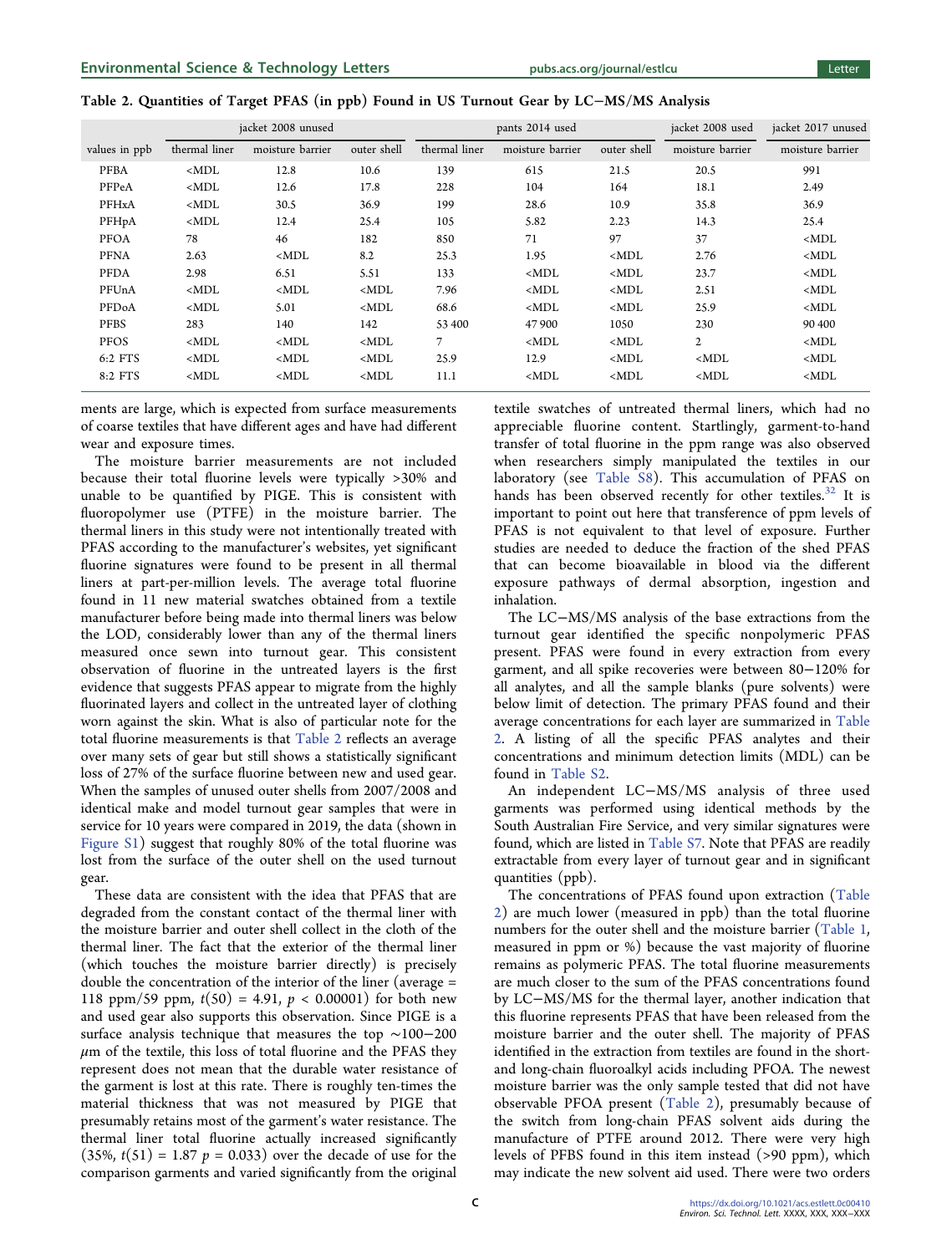Table 2. Quantities of Target PFAS (in ppb) Found in US Turnout Gear by LC−MS/MS Analysis

| | jacket 2008 unused | | | pants 2014 used | | | jacket 2008 used | jacket 2017 unused |
|---|---|---|---|---|---|---|---|---|
| values in ppb | thermal liner | moisture barrier | outer shell | thermal liner | moisture barrier | outer shell | moisture barrier | moisture barrier |
| PFBA | <MDL | 12.8 | 10.6 | 139 | 615 | 21.5 | 20.5 | 991 |
| PFPeA | <MDL | 12.6 | 17.8 | 228 | 104 | 164 | 18.1 | 2.49 |
| PFHxA | <MDL | 30.5 | 36.9 | 199 | 28.6 | 10.9 | 35.8 | 36.9 |
| PFHpA | <MDL | 12.4 | 25.4 | 105 | 5.82 | 2.23 | 14.3 | 25.4 |
| PFOA | 78 | 46 | 182 | 850 | 71 | 97 | 37 | <MDL |
| PFNA | 2.63 | <MDL | 8.2 | 25.3 | 1.95 | <MDL | 2.76 | <MDL |
| PFDA | 2.98 | 6.51 | 5.51 | 133 | <MDL | <MDL | 23.7 | <MDL |
| PFUnA | <MDL | <MDL | <MDL | 7.96 | <MDL | <MDL | 2.51 | <MDL |
| PFDoA | <MDL | 5.01 | <MDL | 68.6 | <MDL | <MDL | 25.9 | <MDL |
| PFBS | 283 | 140 | 142 | 53 400 | 47 900 | 1050 | 230 | 90 400 |
| PFOS | <MDL | <MDL | <MDL | 7 | <MDL | <MDL | 2 | <MDL |
| 6:2 FTS | <MDL | <MDL | <MDL | 25.9 | 12.9 | <MDL | <MDL | <MDL |
| 8:2 FTS | <MDL | <MDL | <MDL | 11.1 | <MDL | <MDL | <MDL | <MDL |

ments are large, which is expected from surface measurements of coarse textiles that have different ages and have had different wear and exposure times.

The moisture barrier measurements are not included because their total fluorine levels were typically >30% and unable to be quantified by PIGE. This is consistent with fluoropolymer use (PTFE) in the moisture barrier. The thermal liners in this study were not intentionally treated with PFAS according to the manufacturer's websites, yet significant fluorine signatures were found to be present in all thermal liners at part-per-million levels. The average total fluorine found in 11 new material swatches obtained from a textile manufacturer before being made into thermal liners was below the LOD, considerably lower than any of the thermal liners measured once sewn into turnout gear. This consistent observation of fluorine in the untreated layers is the first evidence that suggests PFAS appear to migrate from the highly fluorinated layers and collect in the untreated layer of clothing worn against the skin. What is also of particular note for the total fluorine measurements is that Table 2 reflects an average over many sets of gear but still shows a statistically significant loss of 27% of the surface fluorine between new and used gear. When the samples of unused outer shells from 2007/2008 and identical make and model turnout gear samples that were in service for 10 years were compared in 2019, the data (shown in Figure S1) suggest that roughly 80% of the total fluorine was lost from the surface of the outer shell on the used turnout gear.

These data are consistent with the idea that PFAS that are degraded from the constant contact of the thermal liner with the moisture barrier and outer shell collect in the cloth of the thermal liner. The fact that the exterior of the thermal liner (which touches the moisture barrier directly) is precisely double the concentration of the interior of the liner (average = 118 ppm/59 ppm, $t(50) = 4.91$, $p < 0.00001$) for both new and used gear also supports this observation. Since PIGE is a surface analysis technique that measures the top ∼100−200 $\mu$m of the textile, this loss of total fluorine and the PFAS they represent does not mean that the durable water resistance of the garment is lost at this rate. There is roughly ten-times the material thickness that was not measured by PIGE that presumably retains most of the garment's water resistance. The thermal liner total fluorine actually increased significantly (35%, $t(51) = 1.87$ $p = 0.033$) over the decade of use for the comparison garments and varied significantly from the original textile swatches of untreated thermal liners, which had no appreciable fluorine content. Startlingly, garment-to-hand transfer of total fluorine in the ppm range was also observed when researchers simply manipulated the textiles in our laboratory (see Table S8). This accumulation of PFAS on hands has been observed recently for other textiles.[32] It is important to point out here that transference of ppm levels of PFAS is not equivalent to that level of exposure. Further studies are needed to deduce the fraction of the shed PFAS that can become bioavailable in blood via the different exposure pathways of dermal absorption, ingestion and inhalation.

The LC−MS/MS analysis of the base extractions from the turnout gear identified the specific nonpolymeric PFAS present. PFAS were found in every extraction from every garment, and all spike recoveries were between 80−120% for all analytes, and all the sample blanks (pure solvents) were below limit of detection. The primary PFAS found and their average concentrations for each layer are summarized in Table 2. A listing of all the specific PFAS analytes and their concentrations and minimum detection limits (MDL) can be found in Table S2.

An independent LC−MS/MS analysis of three used garments was performed using identical methods by the South Australian Fire Service, and very similar signatures were found, which are listed in Table S7. Note that PFAS are readily extractable from every layer of turnout gear and in significant quantities (ppb).

The concentrations of PFAS found upon extraction (Table 2) are much lower (measured in ppb) than the total fluorine numbers for the outer shell and the moisture barrier (Table 1, measured in ppm or %) because the vast majority of fluorine remains as polymeric PFAS. The total fluorine measurements are much closer to the sum of the PFAS concentrations found by LC−MS/MS for the thermal layer, another indication that this fluorine represents PFAS that have been released from the moisture barrier and the outer shell. The majority of PFAS identified in the extraction from textiles are found in the short- and long-chain fluoroalkyl acids including PFOA. The newest moisture barrier was the only sample tested that did not have observable PFOA present (Table 2), presumably because of the switch from long-chain PFAS solvent aids during the manufacture of PTFE around 2012. There were very high levels of PFBS found in this item instead (>90 ppm), which may indicate the new solvent aid used. There were two orders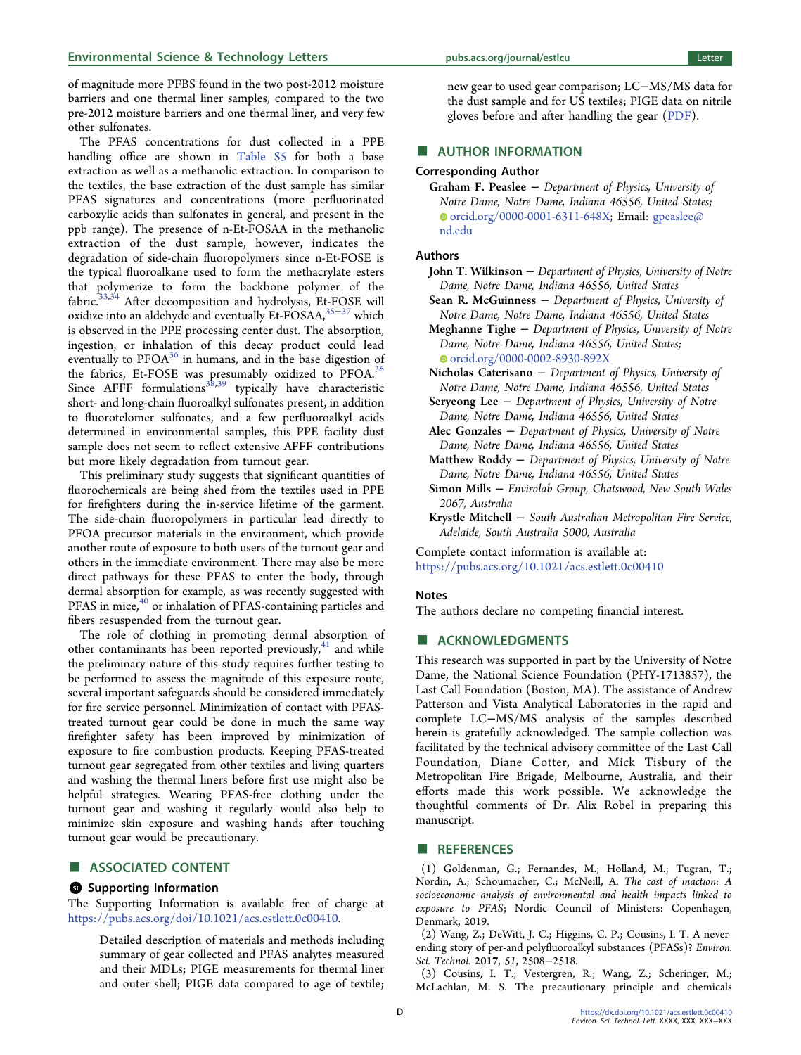of magnitude more PFBS found in the two post-2012 moisture barriers and one thermal liner samples, compared to the two pre-2012 moisture barriers and one thermal liner, and very few other sulfonates.

The PFAS concentrations for dust collected in a PPE handling office are shown in Table S5 for both a base extraction as well as a methanolic extraction. In comparison to the textiles, the base extraction of the dust sample has similar PFAS signatures and concentrations (more perfluorinated carboxylic acids than sulfonates in general, and present in the ppb range). The presence of n-Et-FOSAA in the methanolic extraction of the dust sample, however, indicates the degradation of side-chain fluoropolymers since n-Et-FOSE is the typical fluoroalkane used to form the methacrylate esters that polymerize to form the backbone polymer of the fabric.[33,34] After decomposition and hydrolysis, Et-FOSE will oxidize into an aldehyde and eventually Et-FOSAA,[35−37] which is observed in the PPE processing center dust. The absorption, ingestion, or inhalation of this decay product could lead eventually to PFOA[36] in humans, and in the base digestion of the fabrics, Et-FOSE was presumably oxidized to PFOA.[36] Since AFFF formulations[38,39] typically have characteristic short- and long-chain fluoroalkyl sulfonates present, in addition to fluorotelomer sulfonates, and a few perfluoroalkyl acids determined in environmental samples, this PPE facility dust sample does not seem to reflect extensive AFFF contributions but more likely degradation from turnout gear.

This preliminary study suggests that significant quantities of fluorochemicals are being shed from the textiles used in PPE for firefighters during the in-service lifetime of the garment. The side-chain fluoropolymers in particular lead directly to PFOA precursor materials in the environment, which provide another route of exposure to both users of the turnout gear and others in the immediate environment. There may also be more direct pathways for these PFAS to enter the body, through dermal absorption for example, as was recently suggested with PFAS in mice,[40] or inhalation of PFAS-containing particles and fibers resuspended from the turnout gear.

The role of clothing in promoting dermal absorption of other contaminants has been reported previously,[41] and while the preliminary nature of this study requires further testing to be performed to assess the magnitude of this exposure route, several important safeguards should be considered immediately for fire service personnel. Minimization of contact with PFAS-treated turnout gear could be done in much the same way firefighter safety has been improved by minimization of exposure to fire combustion products. Keeping PFAS-treated turnout gear segregated from other textiles and living quarters and washing the thermal liners before first use might also be helpful strategies. Wearing PFAS-free clothing under the turnout gear and washing it regularly would also help to minimize skin exposure and washing hands after touching turnout gear would be precautionary.

## ■ ASSOCIATED CONTENT

### Supporting Information

The Supporting Information is available free of charge at https://pubs.acs.org/doi/10.1021/acs.estlett.0c00410.

> Detailed description of materials and methods including summary of gear collected and PFAS analytes measured and their MDLs; PIGE measurements for thermal liner and outer shell; PIGE data compared to age of textile; new gear to used gear comparison; LC−MS/MS data for the dust sample and for US textiles; PIGE data on nitrile gloves before and after handling the gear (PDF).

## ■ AUTHOR INFORMATION

### Corresponding Author

**Graham F. Peaslee** − *Department of Physics, University of Notre Dame, Notre Dame, Indiana 46556, United States;* orcid.org/0000-0001-6311-648X; Email: gpeaslee@nd.edu

### Authors

**John T. Wilkinson** − *Department of Physics, University of Notre Dame, Notre Dame, Indiana 46556, United States*

**Sean R. McGuinness** − *Department of Physics, University of Notre Dame, Notre Dame, Indiana 46556, United States*

**Meghanne Tighe** − *Department of Physics, University of Notre Dame, Notre Dame, Indiana 46556, United States;* orcid.org/0000-0002-8930-892X

**Nicholas Caterisano** − *Department of Physics, University of Notre Dame, Notre Dame, Indiana 46556, United States*

**Seryeong Lee** − *Department of Physics, University of Notre Dame, Notre Dame, Indiana 46556, United States*

**Alec Gonzales** − *Department of Physics, University of Notre Dame, Notre Dame, Indiana 46556, United States*

**Matthew Roddy** − *Department of Physics, University of Notre Dame, Notre Dame, Indiana 46556, United States*

**Simon Mills** − *Envirolab Group, Chatswood, New South Wales 2067, Australia*

**Krystle Mitchell** − *South Australian Metropolitan Fire Service, Adelaide, South Australia 5000, Australia*

Complete contact information is available at: https://pubs.acs.org/10.1021/acs.estlett.0c00410

### Notes

The authors declare no competing financial interest.

## ■ ACKNOWLEDGMENTS

This research was supported in part by the University of Notre Dame, the National Science Foundation (PHY-1713857), the Last Call Foundation (Boston, MA). The assistance of Andrew Patterson and Vista Analytical Laboratories in the rapid and complete LC−MS/MS analysis of the samples described herein is gratefully acknowledged. The sample collection was facilitated by the technical advisory committee of the Last Call Foundation, Diane Cotter, and Mick Tisbury of the Metropolitan Fire Brigade, Melbourne, Australia, and their efforts made this work possible. We acknowledge the thoughtful comments of Dr. Alix Robel in preparing this manuscript.

## ■ REFERENCES

(1) Goldenman, G.; Fernandes, M.; Holland, M.; Tugran, T.; Nordin, A.; Schoumacher, C.; McNeill, A. *The cost of inaction: A socioeconomic analysis of environmental and health impacts linked to exposure to PFAS*; Nordic Council of Ministers: Copenhagen, Denmark, 2019.

(2) Wang, Z.; DeWitt, J. C.; Higgins, C. P.; Cousins, I. T. A never-ending story of per-and polyfluoroalkyl substances (PFASs)? *Environ. Sci. Technol.* 2017, *51*, 2508−2518.

(3) Cousins, I. T.; Vestergren, R.; Wang, Z.; Scheringer, M.; McLachlan, M. S. The precautionary principle and chemicals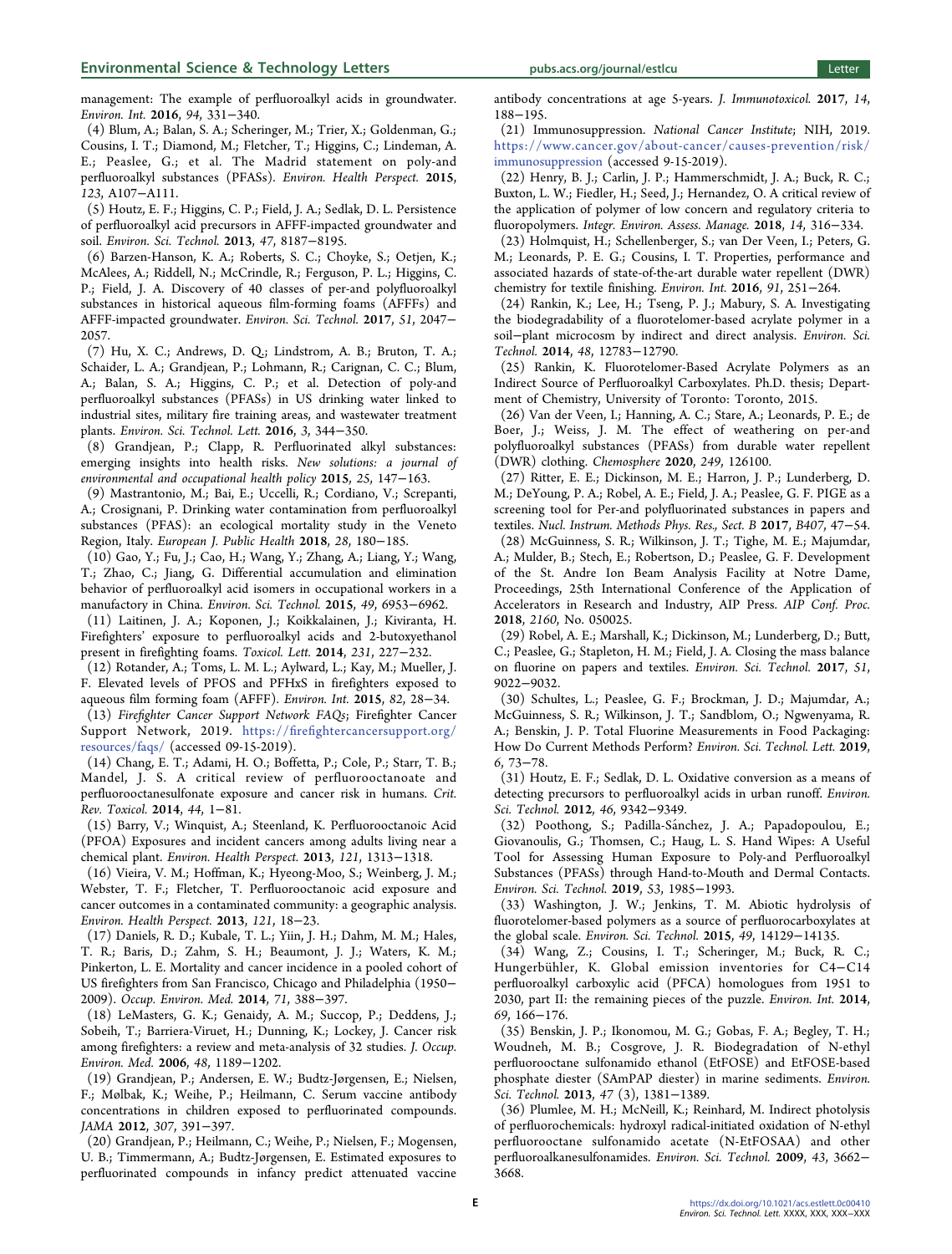management: The example of perfluoroalkyl acids in groundwater. *Environ. Int.* **2016**, *94*, 331−340.

(4) Blum, A.; Balan, S. A.; Scheringer, M.; Trier, X.; Goldenman, G.; Cousins, I. T.; Diamond, M.; Fletcher, T.; Higgins, C.; Lindeman, A. E.; Peaslee, G.; et al. The Madrid statement on poly-and perfluoroalkyl substances (PFASs). *Environ. Health Perspect.* **2015**, *123*, A107−A111.

(5) Houtz, E. F.; Higgins, C. P.; Field, J. A.; Sedlak, D. L. Persistence of perfluoroalkyl acid precursors in AFFF-impacted groundwater and soil. *Environ. Sci. Technol.* **2013**, *47*, 8187−8195.

(6) Barzen-Hanson, K. A.; Roberts, S. C.; Choyke, S.; Oetjen, K.; McAlees, A.; Riddell, N.; McCrindle, R.; Ferguson, P. L.; Higgins, C. P.; Field, J. A. Discovery of 40 classes of per-and polyfluoroalkyl substances in historical aqueous film-forming foams (AFFFs) and AFFF-impacted groundwater. *Environ. Sci. Technol.* **2017**, *51*, 2047−2057.

(7) Hu, X. C.; Andrews, D. Q.; Lindstrom, A. B.; Bruton, T. A.; Schaider, L. A.; Grandjean, P.; Lohmann, R.; Carignan, C. C.; Blum, A.; Balan, S. A.; Higgins, C. P.; et al. Detection of poly-and perfluoroalkyl substances (PFASs) in US drinking water linked to industrial sites, military fire training areas, and wastewater treatment plants. *Environ. Sci. Technol. Lett.* **2016**, *3*, 344−350.

(8) Grandjean, P.; Clapp, R. Perfluorinated alkyl substances: emerging insights into health risks. *New solutions: a journal of environmental and occupational health policy* **2015**, *25*, 147−163.

(9) Mastrantonio, M.; Bai, E.; Uccelli, R.; Cordiano, V.; Screpanti, A.; Crosignani, P. Drinking water contamination from perfluoroalkyl substances (PFAS): an ecological mortality study in the Veneto Region, Italy. *European J. Public Health* **2018**, *28*, 180−185.

(10) Gao, Y.; Fu, J.; Cao, H.; Wang, Y.; Zhang, A.; Liang, Y.; Wang, T.; Zhao, C.; Jiang, G. Differential accumulation and elimination behavior of perfluoroalkyl acid isomers in occupational workers in a manufactory in China. *Environ. Sci. Technol.* **2015**, *49*, 6953−6962.

(11) Laitinen, J. A.; Koponen, J.; Koikkalainen, J.; Kiviranta, H. Firefighters' exposure to perfluoroalkyl acids and 2-butoxyethanol present in firefighting foams. *Toxicol. Lett.* **2014**, *231*, 227−232.

(12) Rotander, A.; Toms, L. M. L.; Aylward, L.; Kay, M.; Mueller, J. F. Elevated levels of PFOS and PFHxS in firefighters exposed to aqueous film forming foam (AFFF). *Environ. Int.* **2015**, *82*, 28−34.

(13) *Firefighter Cancer Support Network FAQs*; Firefighter Cancer Support Network, 2019. https://firefightercancersupport.org/resources/faqs/ (accessed 09-15-2019).

(14) Chang, E. T.; Adami, H. O.; Boffetta, P.; Cole, P.; Starr, T. B.; Mandel, J. S. A critical review of perfluorooctanoate and perfluorooctanesulfonate exposure and cancer risk in humans. *Crit. Rev. Toxicol.* **2014**, *44*, 1−81.

(15) Barry, V.; Winquist, A.; Steenland, K. Perfluorooctanoic Acid (PFOA) Exposures and incident cancers among adults living near a chemical plant. *Environ. Health Perspect.* **2013**, *121*, 1313−1318.

(16) Vieira, V. M.; Hoffman, K.; Hyeong-Moo, S.; Weinberg, J. M.; Webster, T. F.; Fletcher, T. Perfluorooctanoic acid exposure and cancer outcomes in a contaminated community: a geographic analysis. *Environ. Health Perspect.* **2013**, *121*, 18−23.

(17) Daniels, R. D.; Kubale, T. L.; Yiin, J. H.; Dahm, M. M.; Hales, T. R.; Baris, D.; Zahm, S. H.; Beaumont, J. J.; Waters, K. M.; Pinkerton, L. E. Mortality and cancer incidence in a pooled cohort of US firefighters from San Francisco, Chicago and Philadelphia (1950−2009). *Occup. Environ. Med.* **2014**, *71*, 388−397.

(18) LeMasters, G. K.; Genaidy, A. M.; Succop, P.; Deddens, J.; Sobeih, T.; Barriera-Viruet, H.; Dunning, K.; Lockey, J. Cancer risk among firefighters: a review and meta-analysis of 32 studies. *J. Occup. Environ. Med.* **2006**, *48*, 1189−1202.

(19) Grandjean, P.; Andersen, E. W.; Budtz-Jørgensen, E.; Nielsen, F.; Mølbak, K.; Weihe, P.; Heilmann, C. Serum vaccine antibody concentrations in children exposed to perfluorinated compounds. *JAMA* **2012**, *307*, 391−397.

(20) Grandjean, P.; Heilmann, C.; Weihe, P.; Nielsen, F.; Mogensen, U. B.; Timmermann, A.; Budtz-Jørgensen, E. Estimated exposures to perfluorinated compounds in infancy predict attenuated vaccine antibody concentrations at age 5-years. *J. Immunotoxicol.* **2017**, *14*, 188−195.

(21) Immunosuppression. *National Cancer Institute*; NIH, 2019. https://www.cancer.gov/about-cancer/causes-prevention/risk/immunosuppression (accessed 9-15-2019).

(22) Henry, B. J.; Carlin, J. P.; Hammerschmidt, J. A.; Buck, R. C.; Buxton, L. W.; Fiedler, H.; Seed, J.; Hernandez, O. A critical review of the application of polymer of low concern and regulatory criteria to fluoropolymers. *Integr. Environ. Assess. Manage.* **2018**, *14*, 316−334.

(23) Holmquist, H.; Schellenberger, S.; van Der Veen, I.; Peters, G. M.; Leonards, P. E. G.; Cousins, I. T. Properties, performance and associated hazards of state-of-the-art durable water repellent (DWR) chemistry for textile finishing. *Environ. Int.* **2016**, *91*, 251−264.

(24) Rankin, K.; Lee, H.; Tseng, P. J.; Mabury, S. A. Investigating the biodegradability of a fluorotelomer-based acrylate polymer in a soil−plant microcosm by indirect and direct analysis. *Environ. Sci. Technol.* **2014**, *48*, 12783−12790.

(25) Rankin, K. Fluorotelomer-Based Acrylate Polymers as an Indirect Source of Perfluoroalkyl Carboxylates. Ph.D. thesis; Department of Chemistry, University of Toronto: Toronto, 2015.

(26) Van der Veen, I.; Hanning, A. C.; Stare, A.; Leonards, P. E.; de Boer, J.; Weiss, J. M. The effect of weathering on per-and polyfluoroalkyl substances (PFASs) from durable water repellent (DWR) clothing. *Chemosphere* **2020**, *249*, 126100.

(27) Ritter, E. E.; Dickinson, M. E.; Harron, J. P.; Lunderberg, D. M.; DeYoung, P. A.; Robel, A. E.; Field, J. A.; Peaslee, G. F. PIGE as a screening tool for Per-and polyfluorinated substances in papers and textiles. *Nucl. Instrum. Methods Phys. Res., Sect. B* **2017**, *B407*, 47−54.

(28) McGuinness, S. R.; Wilkinson, J. T.; Tighe, M. E.; Majumdar, A.; Mulder, B.; Stech, E.; Robertson, D.; Peaslee, G. F. Development of the St. Andre Ion Beam Analysis Facility at Notre Dame, Proceedings, 25th International Conference of the Application of Accelerators in Research and Industry, AIP Press. *AIP Conf. Proc.* **2018**, *2160*, No. 050025.

(29) Robel, A. E.; Marshall, K.; Dickinson, M.; Lunderberg, D.; Butt, C.; Peaslee, G.; Stapleton, H. M.; Field, J. A. Closing the mass balance on fluorine on papers and textiles. *Environ. Sci. Technol.* **2017**, *51*, 9022−9032.

(30) Schultes, L.; Peaslee, G. F.; Brockman, J. D.; Majumdar, A.; McGuinness, S. R.; Wilkinson, J. T.; Sandblom, O.; Ngwenyama, R. A.; Benskin, J. P. Total Fluorine Measurements in Food Packaging: How Do Current Methods Perform? *Environ. Sci. Technol. Lett.* **2019**, *6*, 73−78.

(31) Houtz, E. F.; Sedlak, D. L. Oxidative conversion as a means of detecting precursors to perfluoroalkyl acids in urban runoff. *Environ. Sci. Technol.* **2012**, *46*, 9342−9349.

(32) Poothong, S.; Padilla-Sánchez, J. A.; Papadopoulou, E.; Giovanoulis, G.; Thomsen, C.; Haug, L. S. Hand Wipes: A Useful Tool for Assessing Human Exposure to Poly-and Perfluoroalkyl Substances (PFASs) through Hand-to-Mouth and Dermal Contacts. *Environ. Sci. Technol.* **2019**, *53*, 1985−1993.

(33) Washington, J. W.; Jenkins, T. M. Abiotic hydrolysis of fluorotelomer-based polymers as a source of perfluorocarboxylates at the global scale. *Environ. Sci. Technol.* **2015**, *49*, 14129−14135.

(34) Wang, Z.; Cousins, I. T.; Scheringer, M.; Buck, R. C.; Hungerbühler, K. Global emission inventories for C4−C14 perfluoroalkyl carboxylic acid (PFCA) homologues from 1951 to 2030, part II: the remaining pieces of the puzzle. *Environ. Int.* **2014**, *69*, 166−176.

(35) Benskin, J. P.; Ikonomou, M. G.; Gobas, F. A.; Begley, T. H.; Woudneh, M. B.; Cosgrove, J. R. Biodegradation of N-ethyl perfluorooctane sulfonamido ethanol (EtFOSE) and EtFOSE-based phosphate diester (SAmPAP diester) in marine sediments. *Environ. Sci. Technol.* **2013**, *47* (3), 1381−1389.

(36) Plumlee, M. H.; McNeill, K.; Reinhard, M. Indirect photolysis of perfluorochemicals: hydroxyl radical-initiated oxidation of N-ethyl perfluorooctane sulfonamido acetate (N-EtFOSAA) and other perfluoroalkanesulfonamides. *Environ. Sci. Technol.* **2009**, *43*, 3662−3668.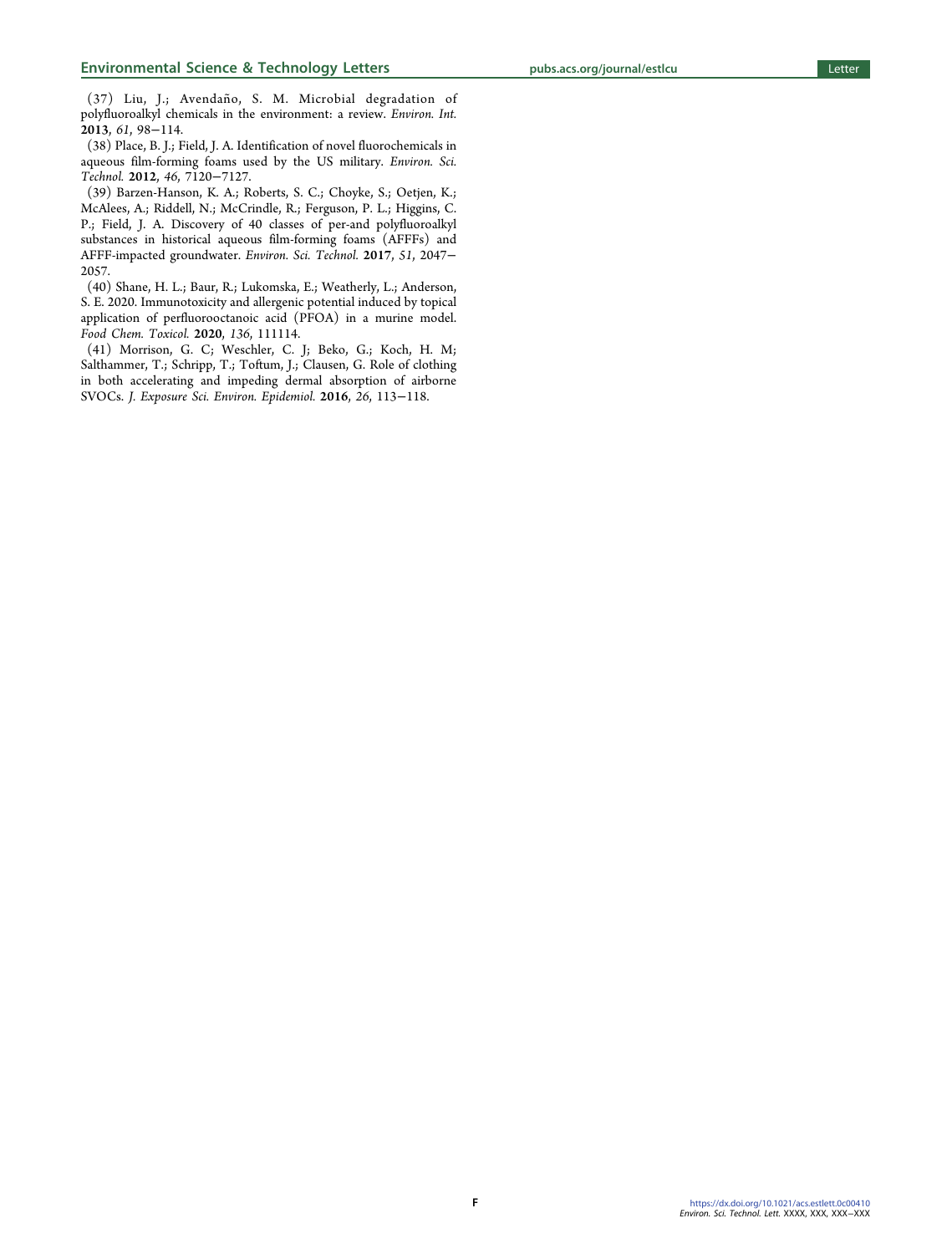(37) Liu, J.; Avendaño, S. M. Microbial degradation of polyfluoroalkyl chemicals in the environment: a review. *Environ. Int.* **2013**, *61*, 98−114.

(38) Place, B. J.; Field, J. A. Identification of novel fluorochemicals in aqueous film-forming foams used by the US military. *Environ. Sci. Technol.* **2012**, *46*, 7120−7127.

(39) Barzen-Hanson, K. A.; Roberts, S. C.; Choyke, S.; Oetjen, K.; McAlees, A.; Riddell, N.; McCrindle, R.; Ferguson, P. L.; Higgins, C. P.; Field, J. A. Discovery of 40 classes of per-and polyfluoroalkyl substances in historical aqueous film-forming foams (AFFFs) and AFFF-impacted groundwater. *Environ. Sci. Technol.* **2017**, *51*, 2047−2057.

(40) Shane, H. L.; Baur, R.; Lukomska, E.; Weatherly, L.; Anderson, S. E. 2020. Immunotoxicity and allergenic potential induced by topical application of perfluorooctanoic acid (PFOA) in a murine model. *Food Chem. Toxicol.* **2020**, *136*, 111114.

(41) Morrison, G. C; Weschler, C. J; Beko, G.; Koch, H. M; Salthammer, T.; Schripp, T.; Toftum, J.; Clausen, G. Role of clothing in both accelerating and impeding dermal absorption of airborne SVOCs. *J. Exposure Sci. Environ. Epidemiol.* **2016**, *26*, 113−118.